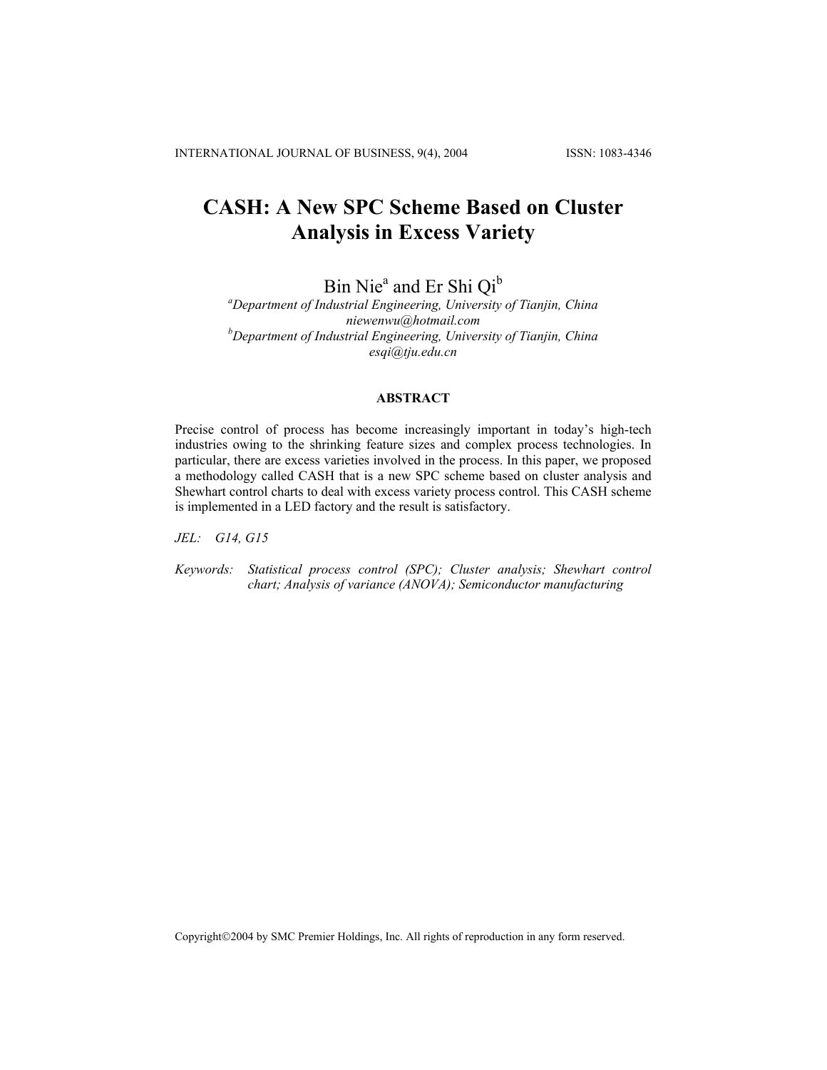# CASH: A New SPC Scheme Based on Cluster Analysis in Excess Variety

Bin Nie[a] and Er Shi Qi[b]

[a] *Department of Industrial Engineering, University of Tianjin, China*
*niewenwu@hotmail.com*
[b] *Department of Industrial Engineering, University of Tianjin, China*
*esqi@tju.edu.cn*

## ABSTRACT

Precise control of process has become increasingly important in today's high-tech industries owing to the shrinking feature sizes and complex process technologies. In particular, there are excess varieties involved in the process. In this paper, we proposed a methodology called CASH that is a new SPC scheme based on cluster analysis and Shewhart control charts to deal with excess variety process control. This CASH scheme is implemented in a LED factory and the result is satisfactory.

*JEL:* *G14, G15*

*Keywords:* *Statistical process control (SPC); Cluster analysis; Shewhart control chart; Analysis of variance (ANOVA); Semiconductor manufacturing*

Copyright©2004 by SMC Premier Holdings, Inc. All rights of reproduction in any form reserved.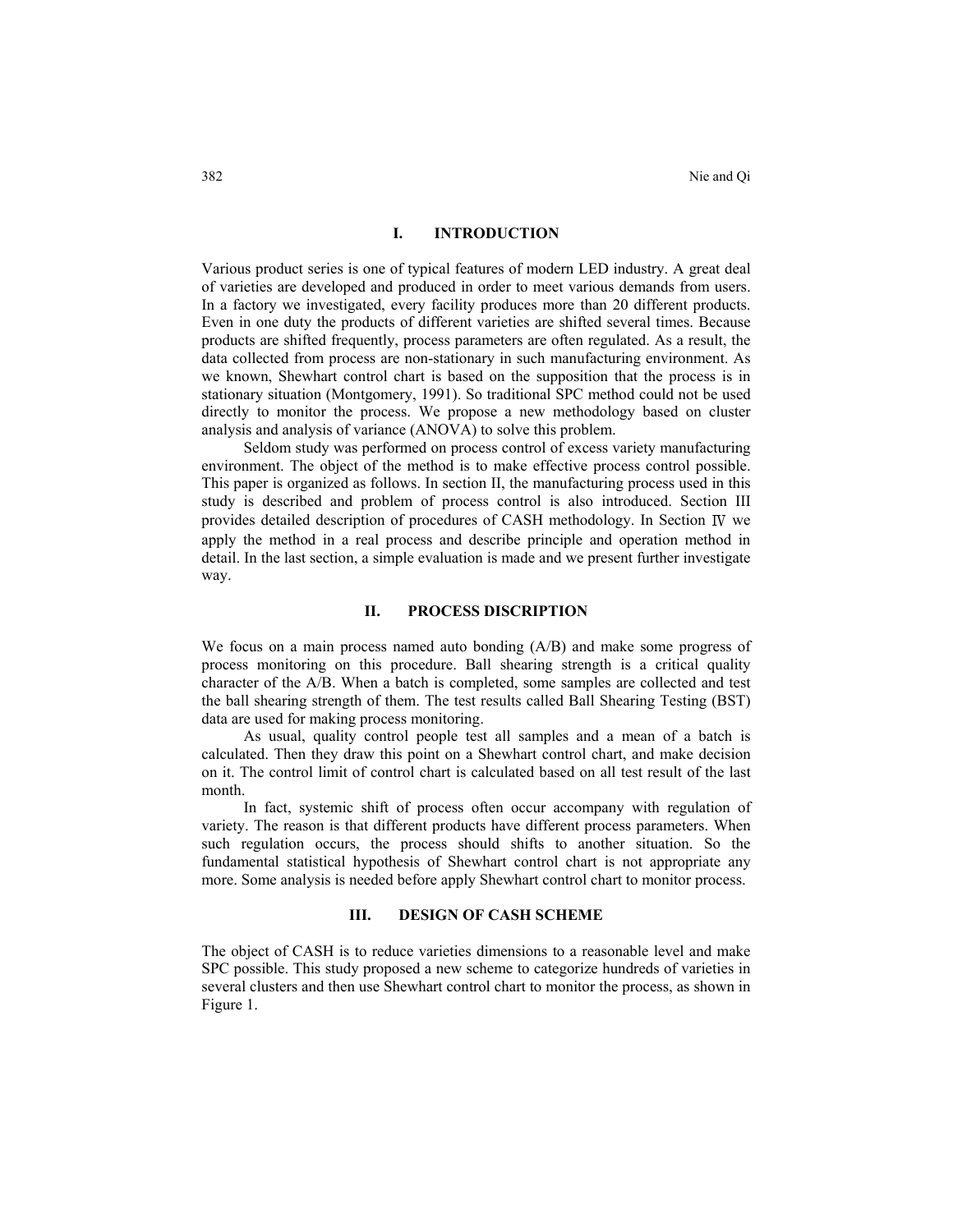## I. INTRODUCTION

Various product series is one of typical features of modern LED industry. A great deal of varieties are developed and produced in order to meet various demands from users. In a factory we investigated, every facility produces more than 20 different products. Even in one duty the products of different varieties are shifted several times. Because products are shifted frequently, process parameters are often regulated. As a result, the data collected from process are non-stationary in such manufacturing environment. As we known, Shewhart control chart is based on the supposition that the process is in stationary situation (Montgomery, 1991). So traditional SPC method could not be used directly to monitor the process. We propose a new methodology based on cluster analysis and analysis of variance (ANOVA) to solve this problem.

Seldom study was performed on process control of excess variety manufacturing environment. The object of the method is to make effective process control possible. This paper is organized as follows. In section II, the manufacturing process used in this study is described and problem of process control is also introduced. Section III provides detailed description of procedures of CASH methodology. In Section Ⅳ we apply the method in a real process and describe principle and operation method in detail. In the last section, a simple evaluation is made and we present further investigate way.

## II. PROCESS DISCRIPTION

We focus on a main process named auto bonding (A/B) and make some progress of process monitoring on this procedure. Ball shearing strength is a critical quality character of the A/B. When a batch is completed, some samples are collected and test the ball shearing strength of them. The test results called Ball Shearing Testing (BST) data are used for making process monitoring.

As usual, quality control people test all samples and a mean of a batch is calculated. Then they draw this point on a Shewhart control chart, and make decision on it. The control limit of control chart is calculated based on all test result of the last month.

In fact, systemic shift of process often occur accompany with regulation of variety. The reason is that different products have different process parameters. When such regulation occurs, the process should shifts to another situation. So the fundamental statistical hypothesis of Shewhart control chart is not appropriate any more. Some analysis is needed before apply Shewhart control chart to monitor process.

## III. DESIGN OF CASH SCHEME

The object of CASH is to reduce varieties dimensions to a reasonable level and make SPC possible. This study proposed a new scheme to categorize hundreds of varieties in several clusters and then use Shewhart control chart to monitor the process, as shown in Figure 1.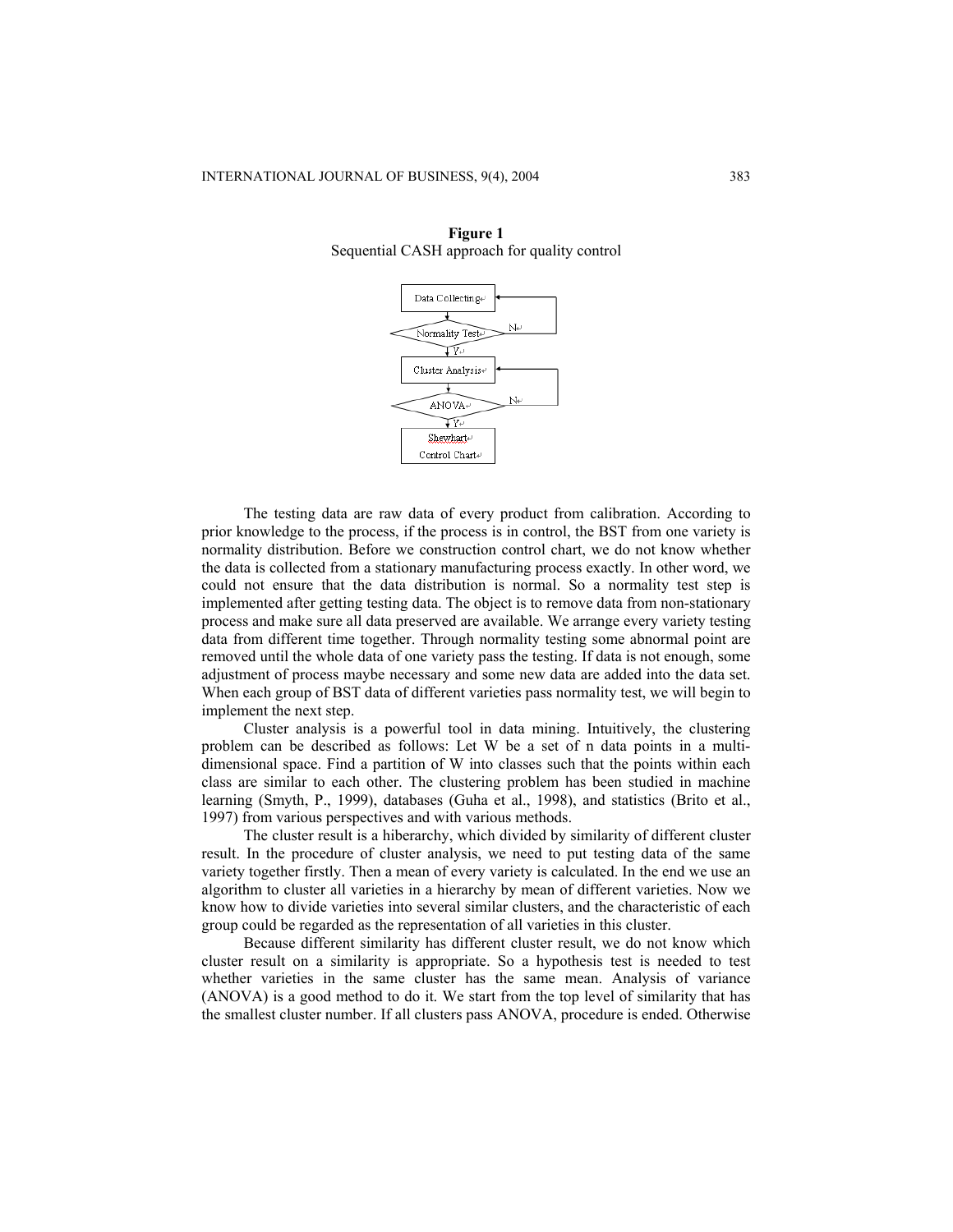**Figure 1**
Sequential CASH approach for quality control

Data Collecting
Normality Test
N
Y
Cluster Analysis
ANOVA
N
Y
Shewhart
Control Chart

The testing data are raw data of every product from calibration. According to prior knowledge to the process, if the process is in control, the BST from one variety is normality distribution. Before we construction control chart, we do not know whether the data is collected from a stationary manufacturing process exactly. In other word, we could not ensure that the data distribution is normal. So a normality test step is implemented after getting testing data. The object is to remove data from non-stationary process and make sure all data preserved are available. We arrange every variety testing data from different time together. Through normality testing some abnormal point are removed until the whole data of one variety pass the testing. If data is not enough, some adjustment of process maybe necessary and some new data are added into the data set. When each group of BST data of different varieties pass normality test, we will begin to implement the next step.

Cluster analysis is a powerful tool in data mining. Intuitively, the clustering problem can be described as follows: Let W be a set of n data points in a multi-dimensional space. Find a partition of W into classes such that the points within each class are similar to each other. The clustering problem has been studied in machine learning (Smyth, P., 1999), databases (Guha et al., 1998), and statistics (Brito et al., 1997) from various perspectives and with various methods.

The cluster result is a hiberarchy, which divided by similarity of different cluster result. In the procedure of cluster analysis, we need to put testing data of the same variety together firstly. Then a mean of every variety is calculated. In the end we use an algorithm to cluster all varieties in a hierarchy by mean of different varieties. Now we know how to divide varieties into several similar clusters, and the characteristic of each group could be regarded as the representation of all varieties in this cluster.

Because different similarity has different cluster result, we do not know which cluster result on a similarity is appropriate. So a hypothesis test is needed to test whether varieties in the same cluster has the same mean. Analysis of variance (ANOVA) is a good method to do it. We start from the top level of similarity that has the smallest cluster number. If all clusters pass ANOVA, procedure is ended. Otherwise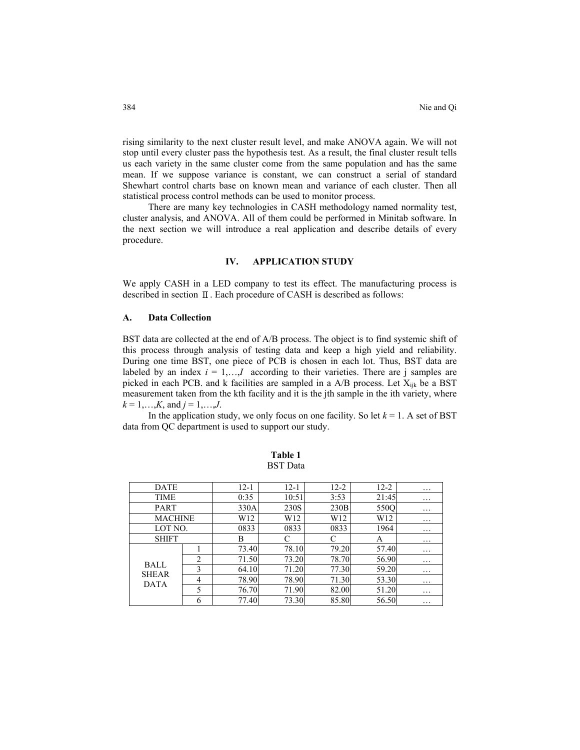rising similarity to the next cluster result level, and make ANOVA again. We will not stop until every cluster pass the hypothesis test. As a result, the final cluster result tells us each variety in the same cluster come from the same population and has the same mean. If we suppose variance is constant, we can construct a serial of standard Shewhart control charts base on known mean and variance of each cluster. Then all statistical process control methods can be used to monitor process.

There are many key technologies in CASH methodology named normality test, cluster analysis, and ANOVA. All of them could be performed in Minitab software. In the next section we will introduce a real application and describe details of every procedure.

## IV. APPLICATION STUDY

We apply CASH in a LED company to test its effect. The manufacturing process is described in section Ⅱ. Each procedure of CASH is described as follows:

### A. Data Collection

BST data are collected at the end of A/B process. The object is to find systemic shift of this process through analysis of testing data and keep a high yield and reliability. During one time BST, one piece of PCB is chosen in each lot. Thus, BST data are labeled by an index $i = 1,\ldots,I$ according to their varieties. There are j samples are picked in each PCB. and k facilities are sampled in a A/B process. Let $X_{ijk}$ be a BST measurement taken from the kth facility and it is the jth sample in the ith variety, where $k = 1,\ldots,K$, and $j = 1,\ldots,J$.

In the application study, we only focus on one facility. So let $k = 1$. A set of BST data from QC department is used to support our study.

**Table 1**
BST Data

| | | | | | | |
|---|---|---|---|---|---|---|
| DATE | | 12-1 | 12-1 | 12-2 | 12-2 | … |
| TIME | | 0:35 | 10:51 | 3:53 | 21:45 | … |
| PART | | 330A | 230S | 230B | 550Q | … |
| MACHINE | | W12 | W12 | W12 | W12 | … |
| LOT NO. | | 0833 | 0833 | 0833 | 1964 | … |
| SHIFT | | B | C | C | A | … |
| BALL SHEAR DATA | 1 | 73.40 | 78.10 | 79.20 | 57.40 | … |
| | 2 | 71.50 | 73.20 | 78.70 | 56.90 | … |
| | 3 | 64.10 | 71.20 | 77.30 | 59.20 | … |
| | 4 | 78.90 | 78.90 | 71.30 | 53.30 | … |
| | 5 | 76.70 | 71.90 | 82.00 | 51.20 | … |
| | 6 | 77.40 | 73.30 | 85.80 | 56.50 | … |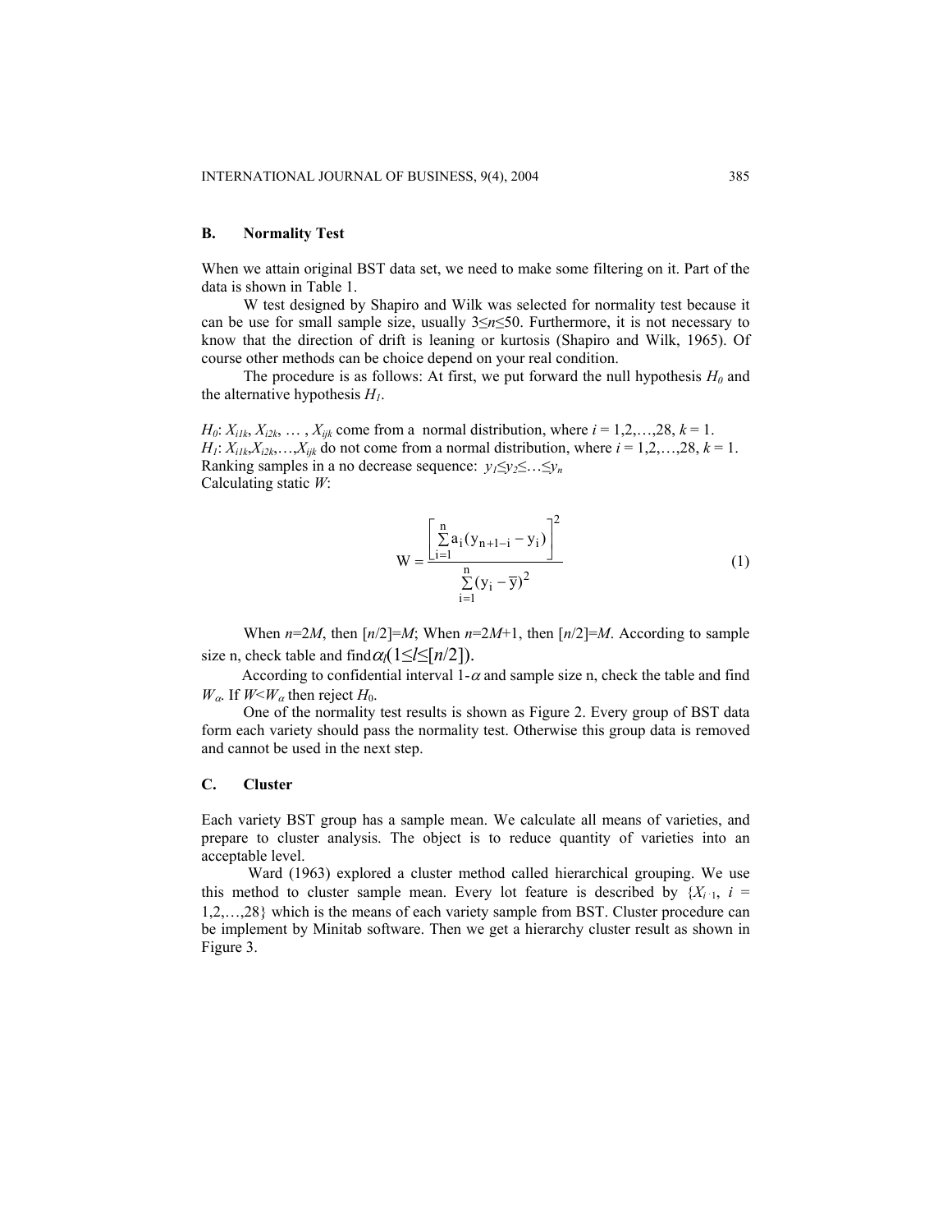### B. Normality Test

When we attain original BST data set, we need to make some filtering on it. Part of the data is shown in Table 1.

W test designed by Shapiro and Wilk was selected for normality test because it can be use for small sample size, usually $3 \leq n \leq 50$. Furthermore, it is not necessary to know that the direction of drift is leaning or kurtosis (Shapiro and Wilk, 1965). Of course other methods can be choice depend on your real condition.

The procedure is as follows: At first, we put forward the null hypothesis $H_0$ and the alternative hypothesis $H_1$.

$H_0$: $X_{i1k}, X_{i2k}, \ldots, X_{ijk}$ come from a normal distribution, where $i = 1,2,\ldots,28$, $k = 1$.
$H_1$: $X_{i1k}, X_{i2k}, \ldots, X_{ijk}$ do not come from a normal distribution, where $i = 1,2,\ldots,28$, $k = 1$.
Ranking samples in a no decrease sequence: $y_1 \leq y_2 \leq \ldots \leq y_n$
Calculating static $W$:

$$W = \frac{\left[\sum_{i=1}^{n} a_i (y_{n+1-i} - y_i)\right]^2}{\sum_{i=1}^{n} (y_i - \bar{y})^2} \tag{1}$$

When $n=2M$, then $[n/2]=M$; When $n=2M+1$, then $[n/2]=M$. According to sample size n, check table and find $\alpha_l (1 \leq l \leq [n/2])$.

According to confidential interval $1-\alpha$ and sample size n, check the table and find $W_\alpha$. If $W < W_\alpha$ then reject $H_0$.

One of the normality test results is shown as Figure 2. Every group of BST data form each variety should pass the normality test. Otherwise this group data is removed and cannot be used in the next step.

### C. Cluster

Each variety BST group has a sample mean. We calculate all means of varieties, and prepare to cluster analysis. The object is to reduce quantity of varieties into an acceptable level.

Ward (1963) explored a cluster method called hierarchical grouping. We use this method to cluster sample mean. Every lot feature is described by $\{X_{i \cdot 1}, i = 1,2,\ldots,28\}$ which is the means of each variety sample from BST. Cluster procedure can be implement by Minitab software. Then we get a hierarchy cluster result as shown in Figure 3.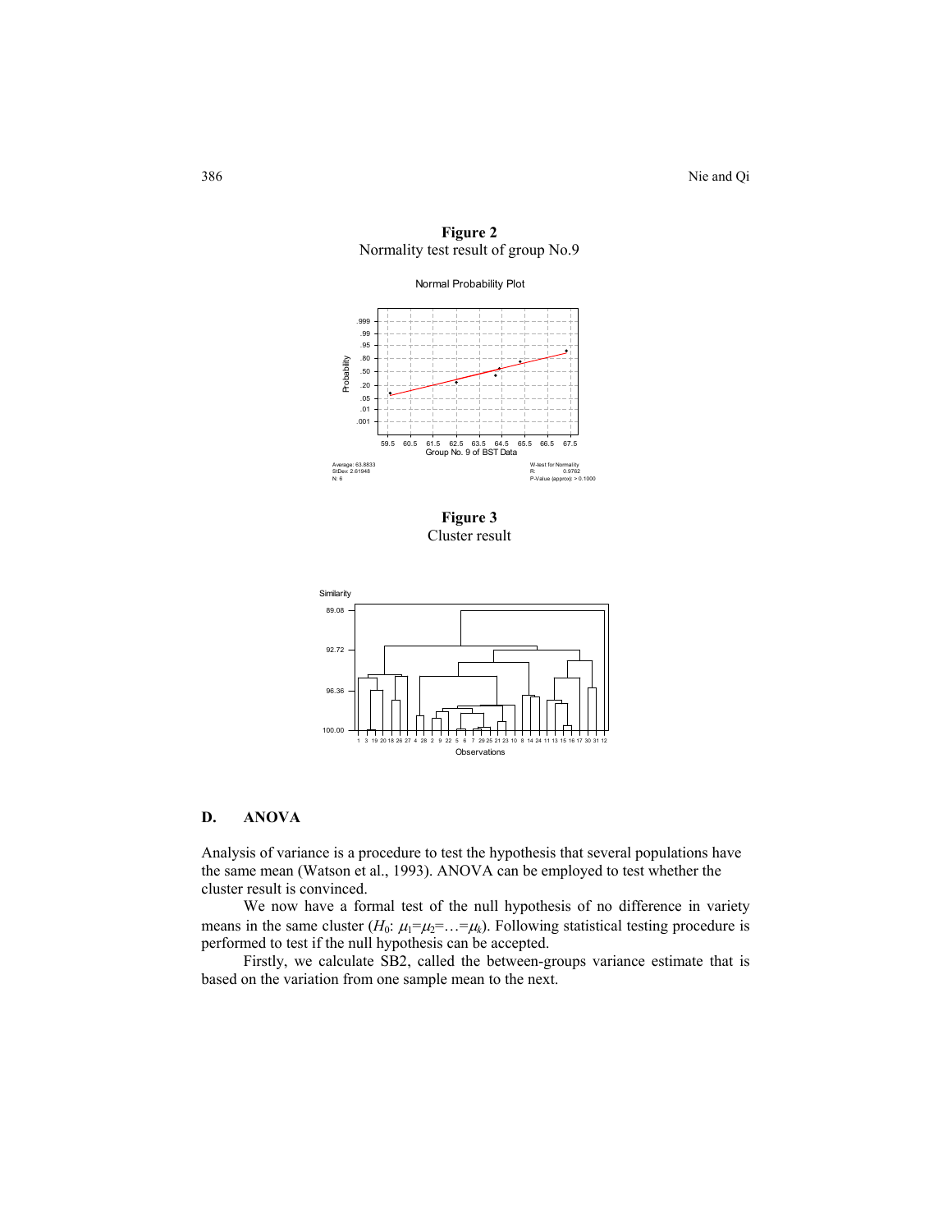**Figure 2**
Normality test result of group No.9

Normal Probability Plot

Probability

.999
.99
.95
.80
.50
.20
.05
.01
.001

59.5 60.5 61.5 62.5 63.5 64.5 65.5 66.5 67.5
Group No. 9 of BST Data

Average: 63.8833
StDev: 2.61948
N: 6

W-test for Normality
R: 0.9762
P-Value (approx): > 0.1000

**Figure 3**
Cluster result

Similarity

89.08
92.72
96.36
100.00

1 3 19 20 18 26 27 4 28 2 9 22 5 6 7 29 25 21 23 10 8 14 24 11 13 15 16 17 30 31 12

Observations

## D. ANOVA

Analysis of variance is a procedure to test the hypothesis that several populations have the same mean (Watson et al., 1993). ANOVA can be employed to test whether the cluster result is convinced.

We now have a formal test of the null hypothesis of no difference in variety means in the same cluster ($H_0$: $\mu_1$=$\mu_2$=…=$\mu_k$). Following statistical testing procedure is performed to test if the null hypothesis can be accepted.

Firstly, we calculate SB2, called the between-groups variance estimate that is based on the variation from one sample mean to the next.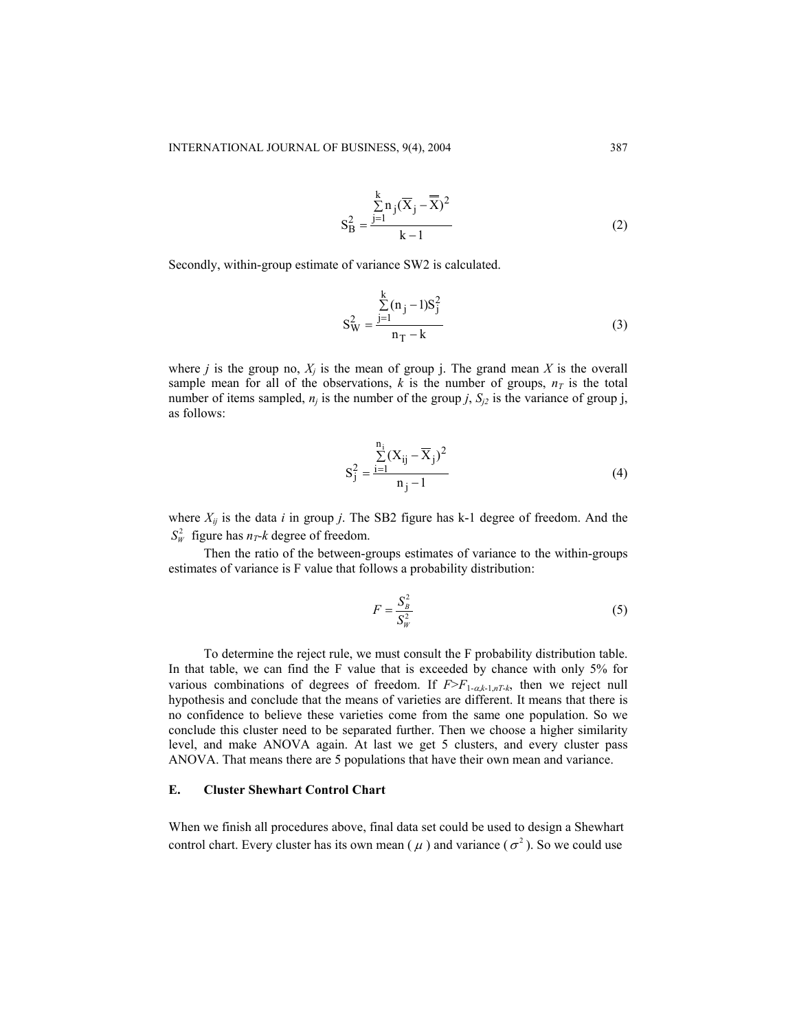$$S_B^2 = \frac{\sum_{j=1}^{k} n_j(\overline{X}_j - \overline{\overline{X}})^2}{k-1} \tag{2}$$

Secondly, within-group estimate of variance SW2 is calculated.

$$S_W^2 = \frac{\sum_{j=1}^{k} (n_j - 1)S_j^2}{n_T - k} \tag{3}$$

where $j$ is the group no, $X_j$ is the mean of group j. The grand mean $X$ is the overall sample mean for all of the observations, $k$ is the number of groups, $n_T$ is the total number of items sampled, $n_j$ is the number of the group $j$, $S_{j2}$ is the variance of group j, as follows:

$$S_j^2 = \frac{\sum_{i=1}^{n_i} (X_{ij} - \overline{X}_j)^2}{n_j - 1} \tag{4}$$

where $X_{ij}$ is the data $i$ in group $j$. The SB2 figure has k-1 degree of freedom. And the $S_W^2$ figure has $n_T$-$k$ degree of freedom.

Then the ratio of the between-groups estimates of variance to the within-groups estimates of variance is F value that follows a probability distribution:

$$F = \frac{S_B^2}{S_W^2} \tag{5}$$

To determine the reject rule, we must consult the F probability distribution table. In that table, we can find the F value that is exceeded by chance with only 5% for various combinations of degrees of freedom. If $F>F_{1-\alpha,k-1,nT-k}$, then we reject null hypothesis and conclude that the means of varieties are different. It means that there is no confidence to believe these varieties come from the same one population. So we conclude this cluster need to be separated further. Then we choose a higher similarity level, and make ANOVA again. At last we get 5 clusters, and every cluster pass ANOVA. That means there are 5 populations that have their own mean and variance.

### E. Cluster Shewhart Control Chart

When we finish all procedures above, final data set could be used to design a Shewhart control chart. Every cluster has its own mean ( $\mu$ ) and variance ( $\sigma^2$ ). So we could use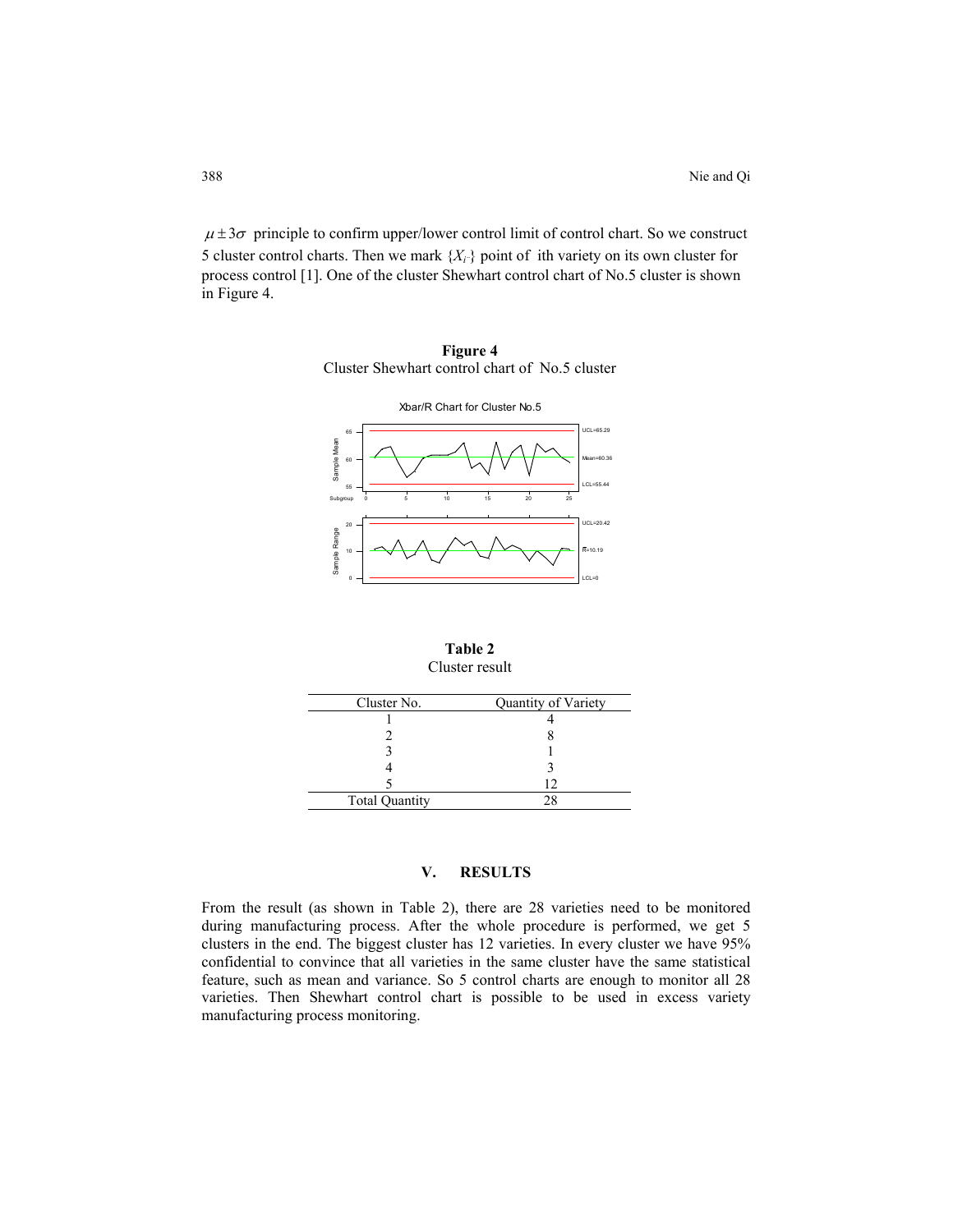$\mu \pm 3\sigma$ principle to confirm upper/lower control limit of control chart. So we construct 5 cluster control charts. Then we mark $\{X_{i\cdot}\}$ point of ith variety on its own cluster for process control [1]. One of the cluster Shewhart control chart of No.5 cluster is shown in Figure 4.

**Figure 4**
Cluster Shewhart control chart of No.5 cluster

Xbar/R Chart for Cluster No.5

Sample Mean

UCL=65.29

Mean=60.36

LCL=55.44

Subgroup 0 5 10 15 20 25

Sample Range

UCL=20.42

$\bar{R}$=10.19

LCL=0

**Table 2**
Cluster result

| Cluster No. | Quantity of Variety |
|---|---|
| 1 | 4 |
| 2 | 8 |
| 3 | 1 |
| 4 | 3 |
| 5 | 12 |
| Total Quantity | 28 |

## V. RESULTS

From the result (as shown in Table 2), there are 28 varieties need to be monitored during manufacturing process. After the whole procedure is performed, we get 5 clusters in the end. The biggest cluster has 12 varieties. In every cluster we have 95% confidential to convince that all varieties in the same cluster have the same statistical feature, such as mean and variance. So 5 control charts are enough to monitor all 28 varieties. Then Shewhart control chart is possible to be used in excess variety manufacturing process monitoring.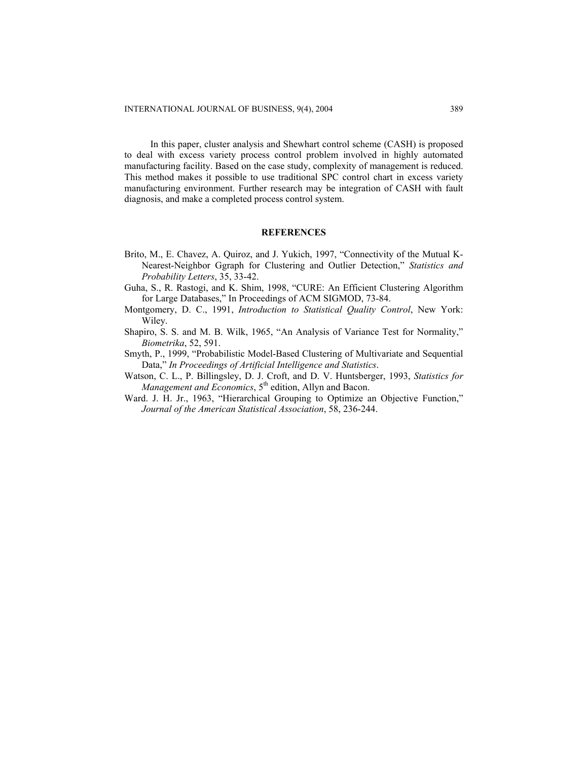In this paper, cluster analysis and Shewhart control scheme (CASH) is proposed to deal with excess variety process control problem involved in highly automated manufacturing facility. Based on the case study, complexity of management is reduced. This method makes it possible to use traditional SPC control chart in excess variety manufacturing environment. Further research may be integration of CASH with fault diagnosis, and make a completed process control system.

## REFERENCES

Brito, M., E. Chavez, A. Quiroz, and J. Yukich, 1997, "Connectivity of the Mutual K-Nearest-Neighbor Ggraph for Clustering and Outlier Detection," *Statistics and Probability Letters*, 35, 33-42.

Guha, S., R. Rastogi, and K. Shim, 1998, "CURE: An Efficient Clustering Algorithm for Large Databases," In Proceedings of ACM SIGMOD, 73-84.

Montgomery, D. C., 1991, *Introduction to Statistical Quality Control*, New York: Wiley.

Shapiro, S. S. and M. B. Wilk, 1965, "An Analysis of Variance Test for Normality," *Biometrika*, 52, 591.

Smyth, P., 1999, "Probabilistic Model-Based Clustering of Multivariate and Sequential Data," *In Proceedings of Artificial Intelligence and Statistics*.

Watson, C. L., P. Billingsley, D. J. Croft, and D. V. Huntsberger, 1993, *Statistics for Management and Economics*, 5th edition, Allyn and Bacon.

Ward. J. H. Jr., 1963, "Hierarchical Grouping to Optimize an Objective Function," *Journal of the American Statistical Association*, 58, 236-244.